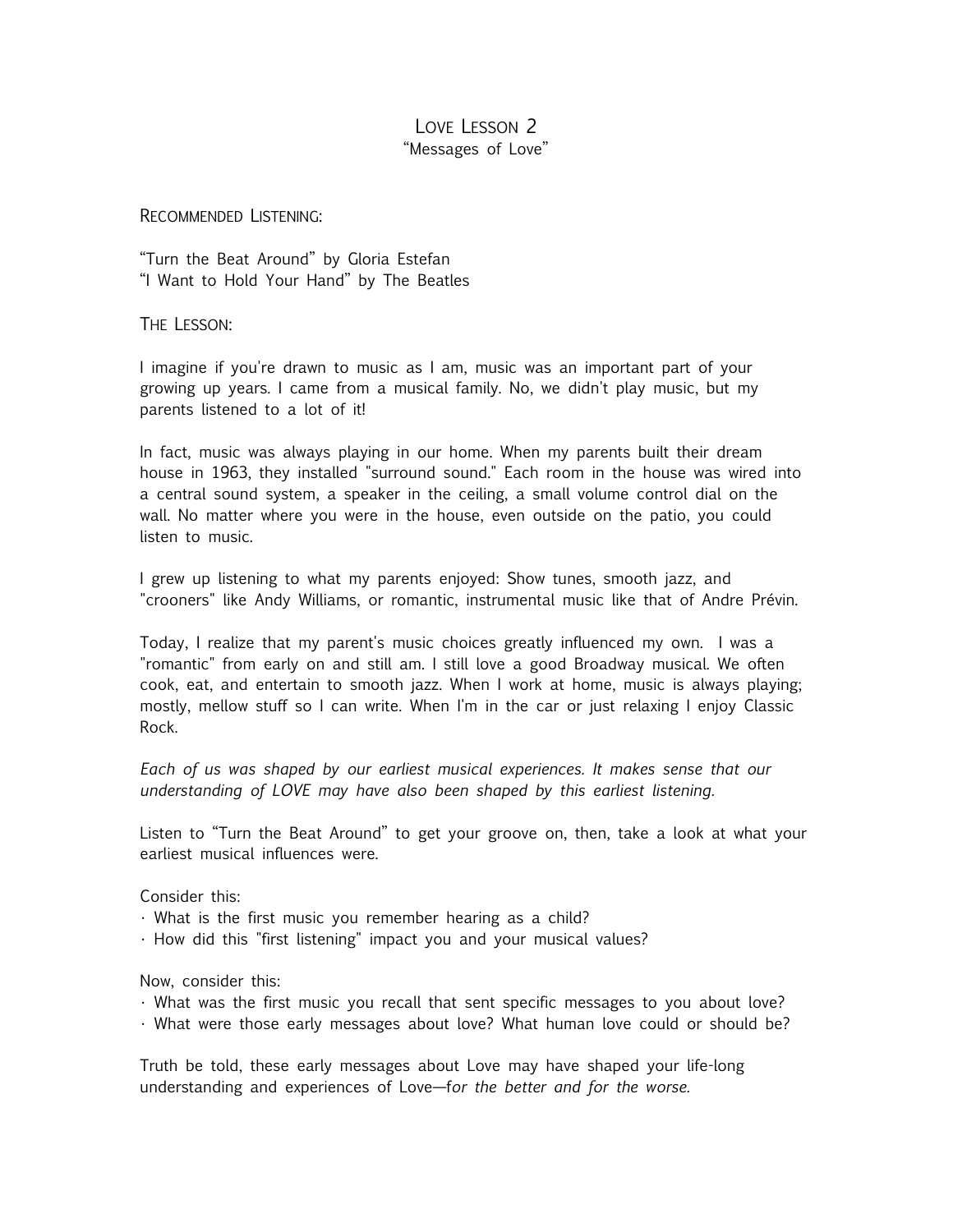# Love Lesson 2

"Messages of Love"

Recommended Listening:

"Turn the Beat Around" by Gloria Estefan
"I Want to Hold Your Hand" by The Beatles

The Lesson:

I imagine if you're drawn to music as I am, music was an important part of your growing up years. I came from a musical family. No, we didn't play music, but my parents listened to a lot of it!

In fact, music was always playing in our home. When my parents built their dream house in 1963, they installed "surround sound." Each room in the house was wired into a central sound system, a speaker in the ceiling, a small volume control dial on the wall. No matter where you were in the house, even outside on the patio, you could listen to music.

I grew up listening to what my parents enjoyed: Show tunes, smooth jazz, and "crooners" like Andy Williams, or romantic, instrumental music like that of Andre Prévin.

Today, I realize that my parent's music choices greatly influenced my own. I was a "romantic" from early on and still am. I still love a good Broadway musical. We often cook, eat, and entertain to smooth jazz. When I work at home, music is always playing; mostly, mellow stuff so I can write. When I'm in the car or just relaxing I enjoy Classic Rock.

*Each of us was shaped by our earliest musical experiences. It makes sense that our understanding of LOVE may have also been shaped by this earliest listening.*

Listen to "Turn the Beat Around" to get your groove on, then, take a look at what your earliest musical influences were.

Consider this:

- What is the first music you remember hearing as a child?
- How did this "first listening" impact you and your musical values?

Now, consider this:

- What was the first music you recall that sent specific messages to you about love?
- What were those early messages about love? What human love could or should be?

Truth be told, these early messages about Love may have shaped your life-long understanding and experiences of Love—f*or the better and for the worse.*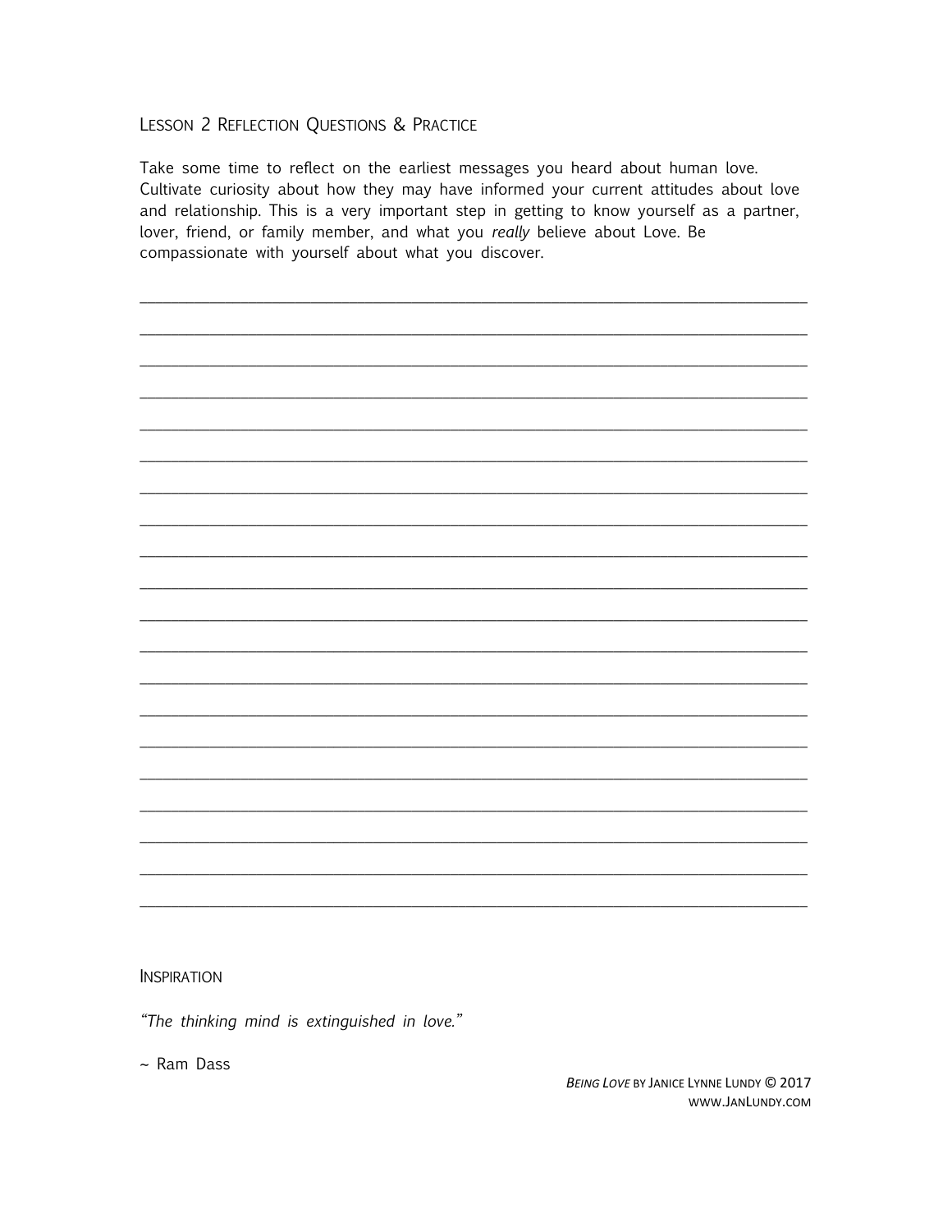## Lesson 2 Reflection Questions & Practice

Take some time to reflect on the earliest messages you heard about human love. Cultivate curiosity about how they may have informed your current attitudes about love and relationship. This is a very important step in getting to know yourself as a partner, lover, friend, or family member, and what you *really* believe about Love. Be compassionate with yourself about what you discover.

____________________________________________________________________________

____________________________________________________________________________

____________________________________________________________________________

____________________________________________________________________________

____________________________________________________________________________

____________________________________________________________________________

____________________________________________________________________________

____________________________________________________________________________

____________________________________________________________________________

____________________________________________________________________________

____________________________________________________________________________

____________________________________________________________________________

____________________________________________________________________________

____________________________________________________________________________

____________________________________________________________________________

____________________________________________________________________________

____________________________________________________________________________

____________________________________________________________________________

____________________________________________________________________________

____________________________________________________________________________

### Inspiration

*"The thinking mind is extinguished in love."*

~ Ram Dass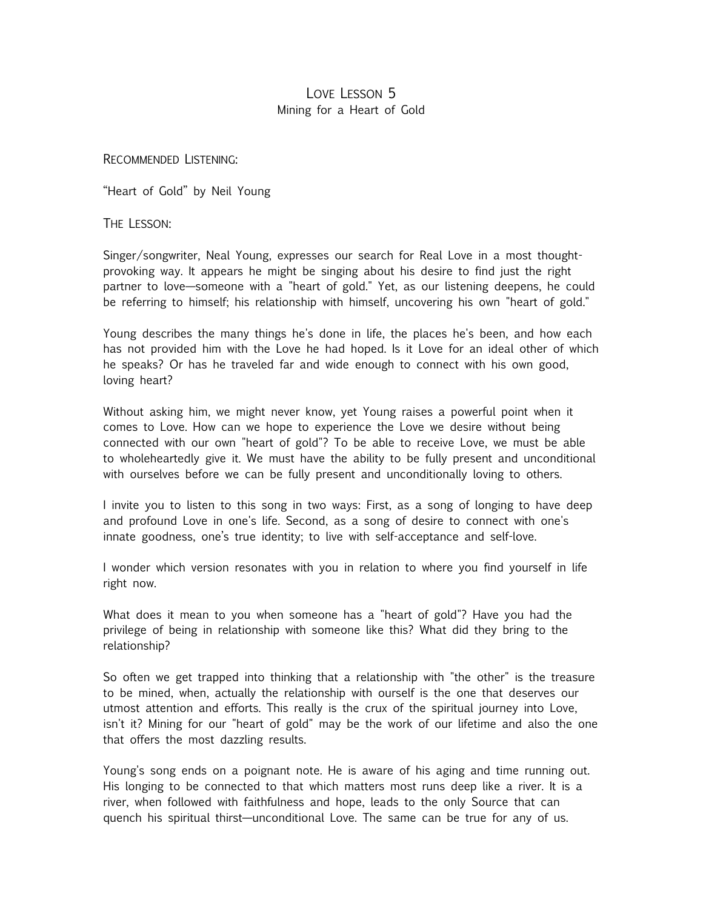# Love Lesson 5
## Mining for a Heart of Gold

Recommended Listening:

"Heart of Gold" by Neil Young

The Lesson:

Singer/songwriter, Neal Young, expresses our search for Real Love in a most thought-provoking way. It appears he might be singing about his desire to find just the right partner to love—someone with a "heart of gold." Yet, as our listening deepens, he could be referring to himself; his relationship with himself, uncovering his own "heart of gold."

Young describes the many things he's done in life, the places he's been, and how each has not provided him with the Love he had hoped. Is it Love for an ideal other of which he speaks? Or has he traveled far and wide enough to connect with his own good, loving heart?

Without asking him, we might never know, yet Young raises a powerful point when it comes to Love. How can we hope to experience the Love we desire without being connected with our own "heart of gold"? To be able to receive Love, we must be able to wholeheartedly give it. We must have the ability to be fully present and unconditional with ourselves before we can be fully present and unconditionally loving to others.

I invite you to listen to this song in two ways: First, as a song of longing to have deep and profound Love in one's life. Second, as a song of desire to connect with one's innate goodness, one's true identity; to live with self-acceptance and self-love.

I wonder which version resonates with you in relation to where you find yourself in life right now.

What does it mean to you when someone has a "heart of gold"? Have you had the privilege of being in relationship with someone like this? What did they bring to the relationship?

So often we get trapped into thinking that a relationship with "the other" is the treasure to be mined, when, actually the relationship with ourself is the one that deserves our utmost attention and efforts. This really is the crux of the spiritual journey into Love, isn't it? Mining for our "heart of gold" may be the work of our lifetime and also the one that offers the most dazzling results.

Young's song ends on a poignant note. He is aware of his aging and time running out. His longing to be connected to that which matters most runs deep like a river. It is a river, when followed with faithfulness and hope, leads to the only Source that can quench his spiritual thirst—unconditional Love. The same can be true for any of us.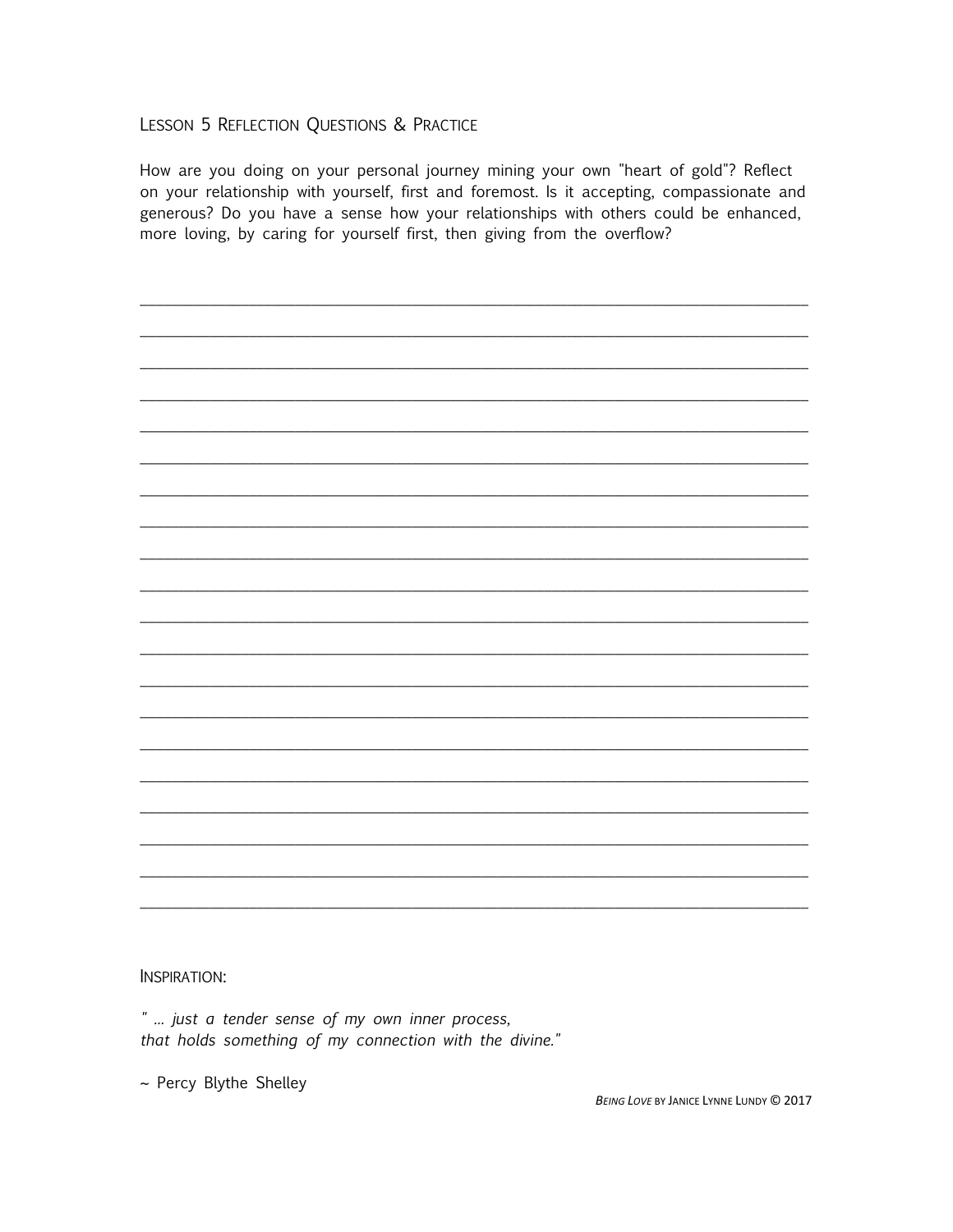## Lesson 5 Reflection Questions & Practice

How are you doing on your personal journey mining your own "heart of gold"? Reflect on your relationship with yourself, first and foremost. Is it accepting, compassionate and generous? Do you have a sense how your relationships with others could be enhanced, more loving, by caring for yourself first, then giving from the overflow?

____________________________________________________________________________

____________________________________________________________________________

____________________________________________________________________________

____________________________________________________________________________

____________________________________________________________________________

____________________________________________________________________________

____________________________________________________________________________

____________________________________________________________________________

____________________________________________________________________________

____________________________________________________________________________

____________________________________________________________________________

____________________________________________________________________________

____________________________________________________________________________

____________________________________________________________________________

____________________________________________________________________________

____________________________________________________________________________

____________________________________________________________________________

____________________________________________________________________________

____________________________________________________________________________

____________________________________________________________________________

Inspiration:

*" ... just a tender sense of my own inner process,*
*that holds something of my connection with the divine."*

~ Percy Blythe Shelley

*Being Love* by Janice Lynne Lundy © 2017